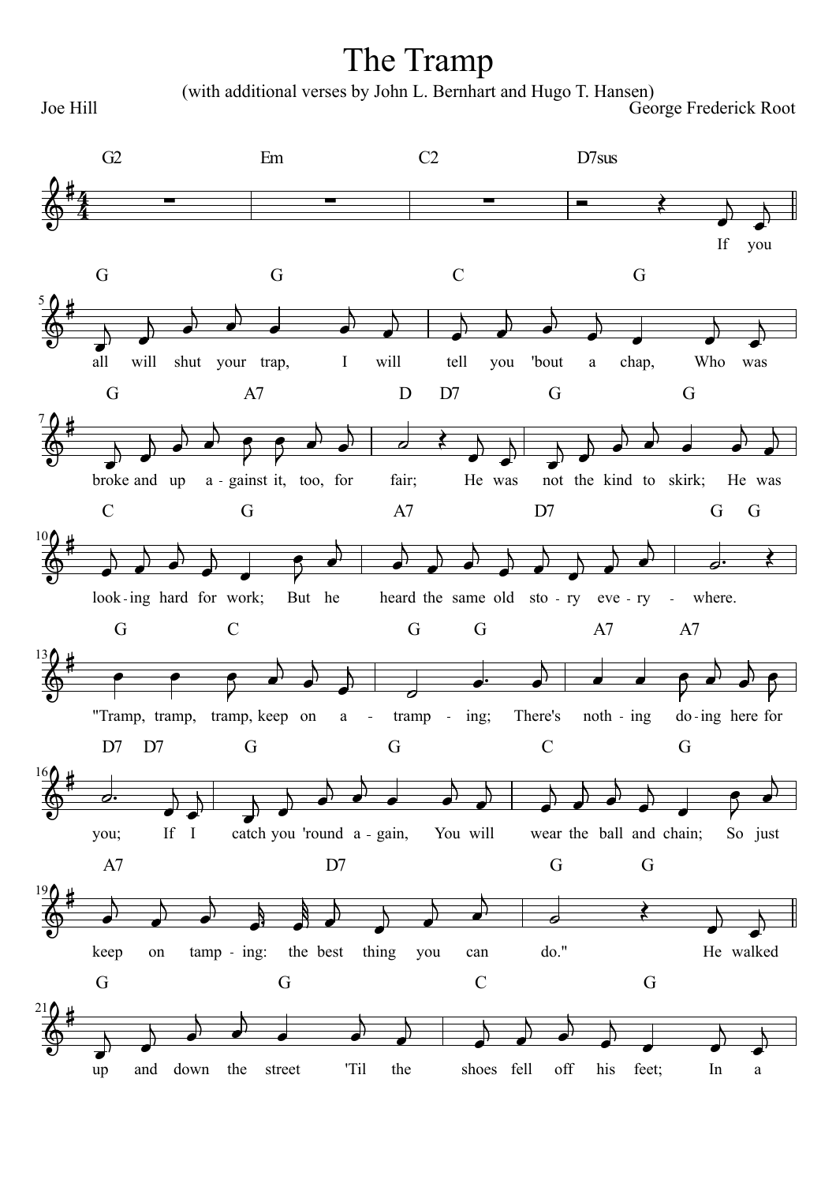# The Tramp

(with additional verses by John L. Bernhart and Hugo T. Hansen)

Joe Hill

George Frederick Root

If you all will shut your trap, I will tell you 'bout a chap, Who was broke and up a-gainst it, too, for fair; He was not the kind to skirk; He was look-ing hard for work; But he heard the same old sto-ry eve-ry-where.

"Tramp, tramp, tramp, keep on a-tramp-ing; There's noth-ing do-ing here for you; If I catch you 'round a-gain, You will wear the ball and chain; So just keep on tamp-ing: the best thing you can do."

He walked up and down the street 'Til the shoes fell off his feet; In a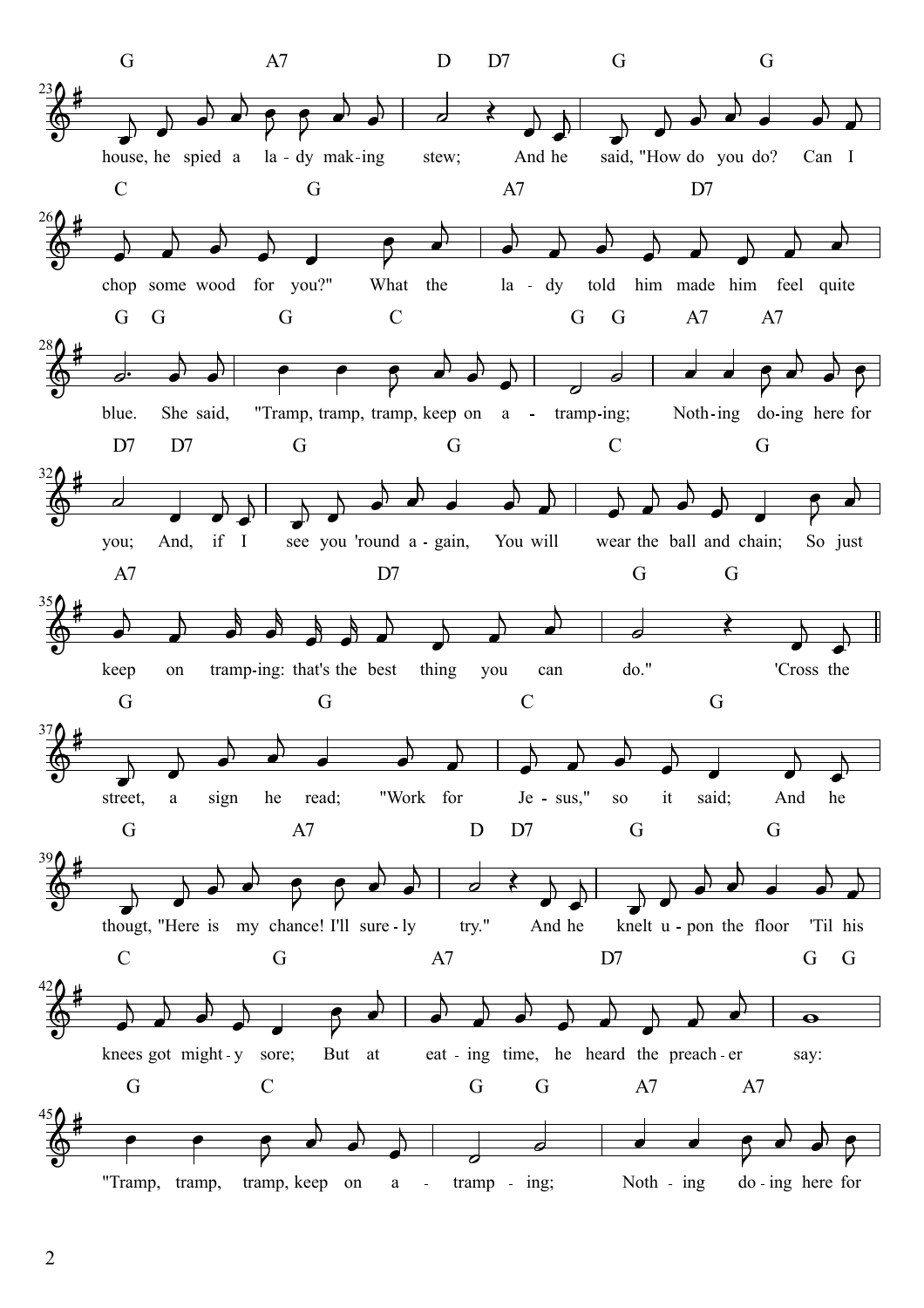G A7 D D7 G G

house, he spied a la - dy mak - ing stew; And he said, "How do you do? Can I

C G A7 D7

chop some wood for you?" What the la - dy told him made him feel quite

G G G C G G A7 A7

blue. She said, "Tramp, tramp, tramp, keep on a - tramp - ing; Noth - ing do - ing here for

D7 D7 G G C G

you; And, if I see you 'round a - gain, You will wear the ball and chain; So just

A7 D7 G G

keep on tramp - ing: that's the best thing you can do." 'Cross the

G G C G

street, a sign he read; "Work for Je - sus," so it said; And he

G A7 D D7 G G

thougt, "Here is my chance! I'll sure - ly try." And he knelt u - pon the floor 'Til his

C G A7 D7 G G

knees got might - y sore; But at eat - ing time, he heard the preach - er say:

G C G G A7 A7

"Tramp, tramp, tramp, keep on a - tramp - ing; Noth - ing do - ing here for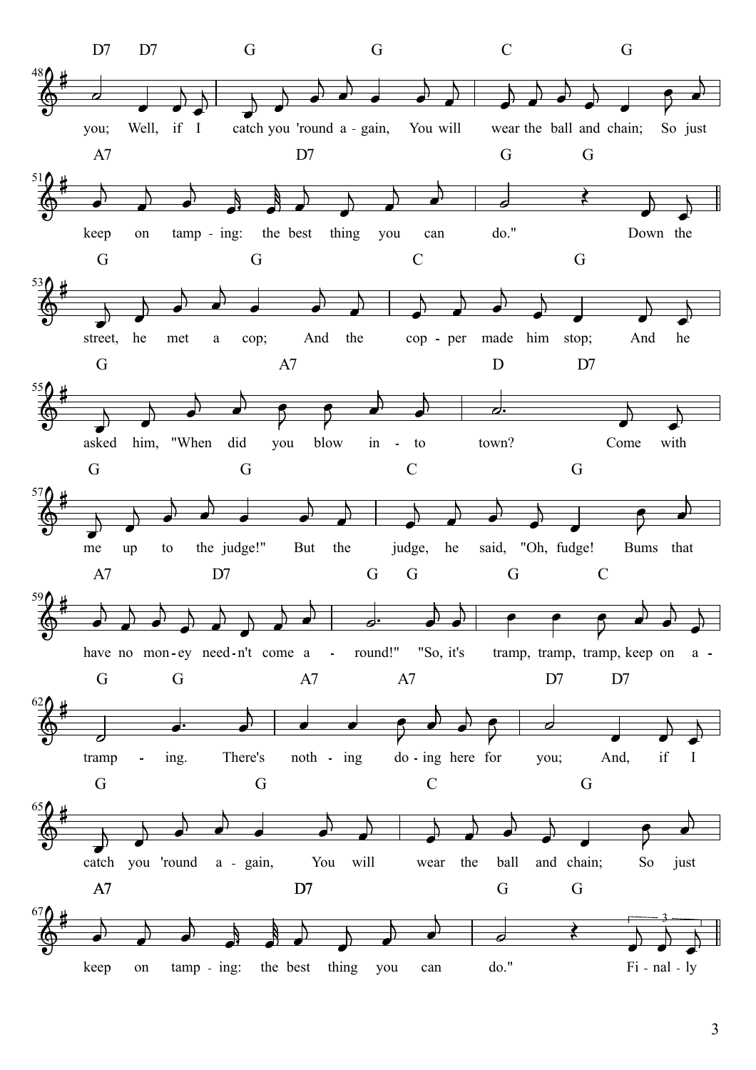**48** D7 D7 G G C G

you; Well, if I catch you 'round a - gain, You will wear the ball and chain; So just

**51** A7 D7 G G

keep on tamp - ing: the best thing you can do." Down the

**53** G G C G

street, he met a cop; And the cop - per made him stop; And he

**55** G A7 D D7

asked him, "When did you blow in - to town? Come with

**57** G G C G

me up to the judge!" But the judge, he said, "Oh, fudge! Bums that

**59** A7 D7 G G G C

have no mon - ey need - n't come a - round!" "So, it's tramp, tramp, tramp, keep on a -

**62** G G A7 A7 D7 D7

tramp - ing. There's noth - ing do - ing here for you; And, if I

**65** G G C G

catch you 'round a - gain, You will wear the ball and chain; So just

**67** A7 D7 G G

keep on tamp - ing: the best thing you can do." Fi - nal - ly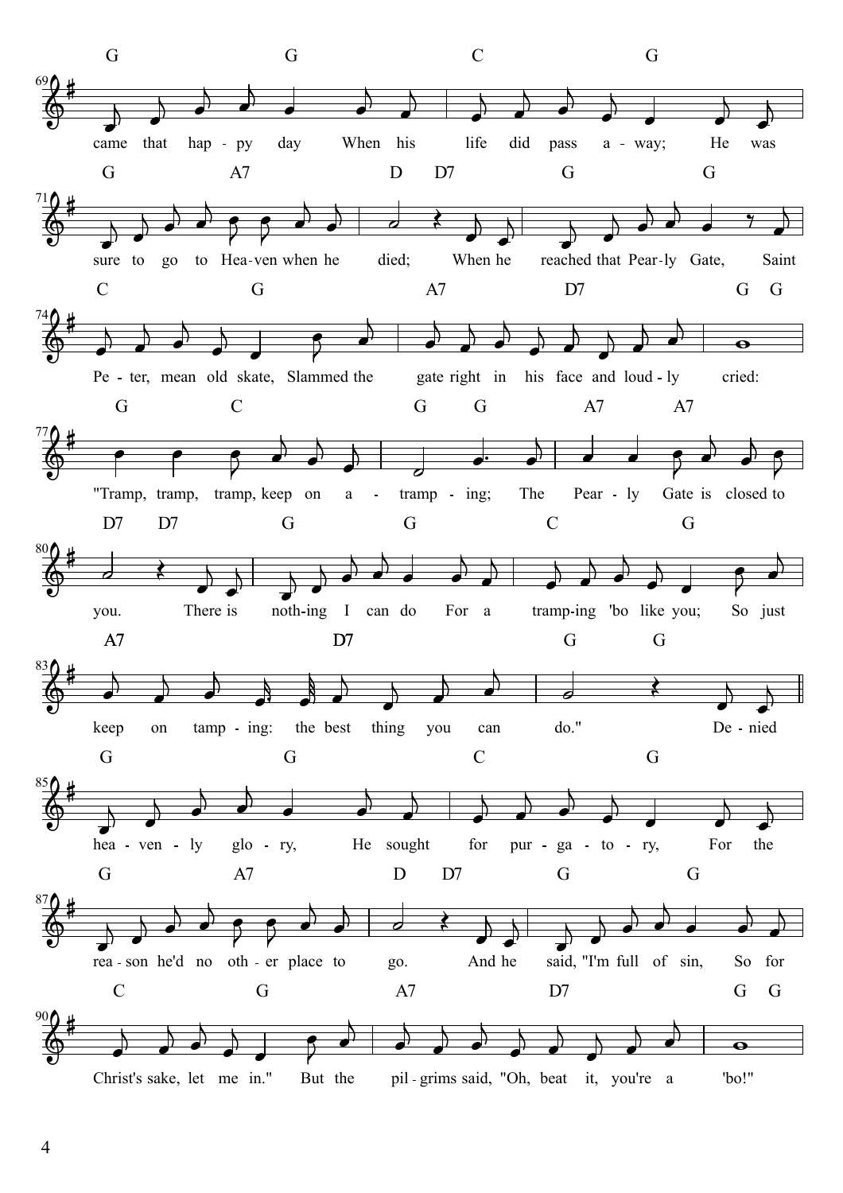came that happy day When his life did pass away;
He was sure to go to Heaven when he died;
When he reached that Pearly Gate, Saint Peter, mean old skate,
Slammed the gate right in his face and loudly cried:

"Tramp, tramp, tramp, keep on a - tramping;
The Pearly Gate is closed to you.
There is nothing I can do For a tramping 'bo like you;
So just keep on tamping: the best thing you can do."

Denied heavenly glory, He sought for purgatory,
For the reason he'd no other place to go.
And he said, "I'm full of sin, So for Christ's sake, let me in."
But the pilgrims said, "Oh, beat it, you're a 'bo!"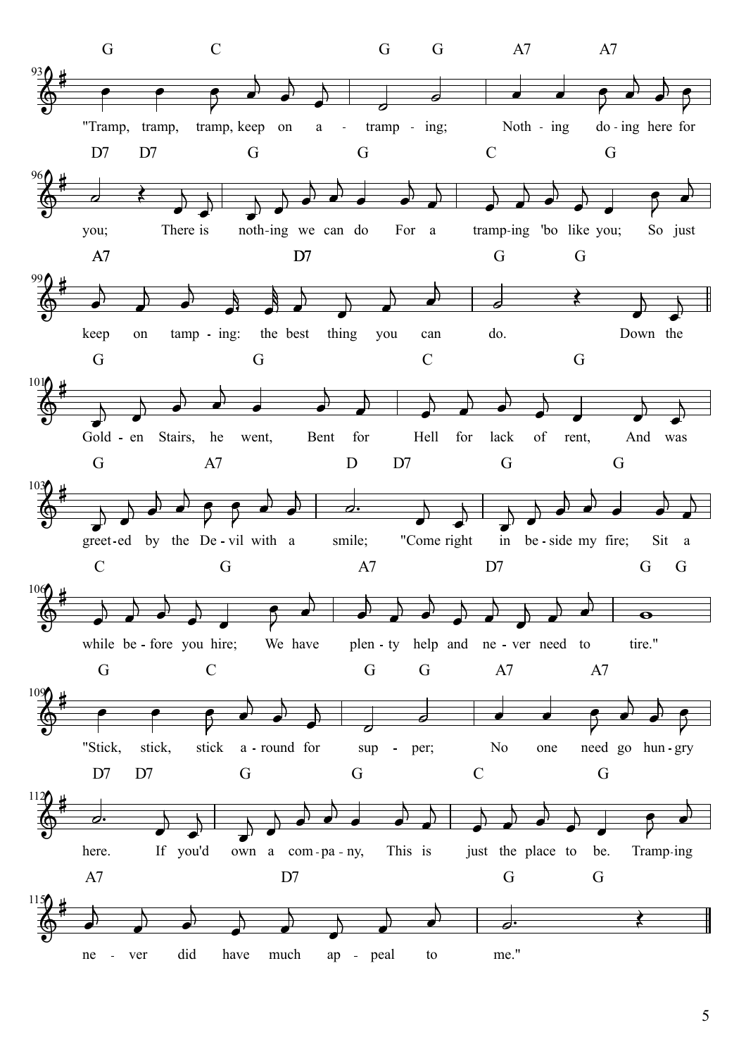"Tramp, tramp, tramp, keep on a - tramp - ing; Noth - ing do - ing here for you; There is noth-ing we can do For a tramp-ing 'bo like you; So just keep on tamp - ing: the best thing you can do.

Down the Gold - en Stairs, he went, Bent for Hell for lack of rent, And was greet-ed by the De - vil with a smile; "Come right in be - side my fire; Sit a while be - fore you hire; We have plen - ty help and ne - ver need to tire."

"Stick, stick, stick a - round for sup - per; No one need go hun - gry here. If you'd own a com - pa - ny, This is just the place to be. Tramp-ing ne - ver did have much ap - peal to me."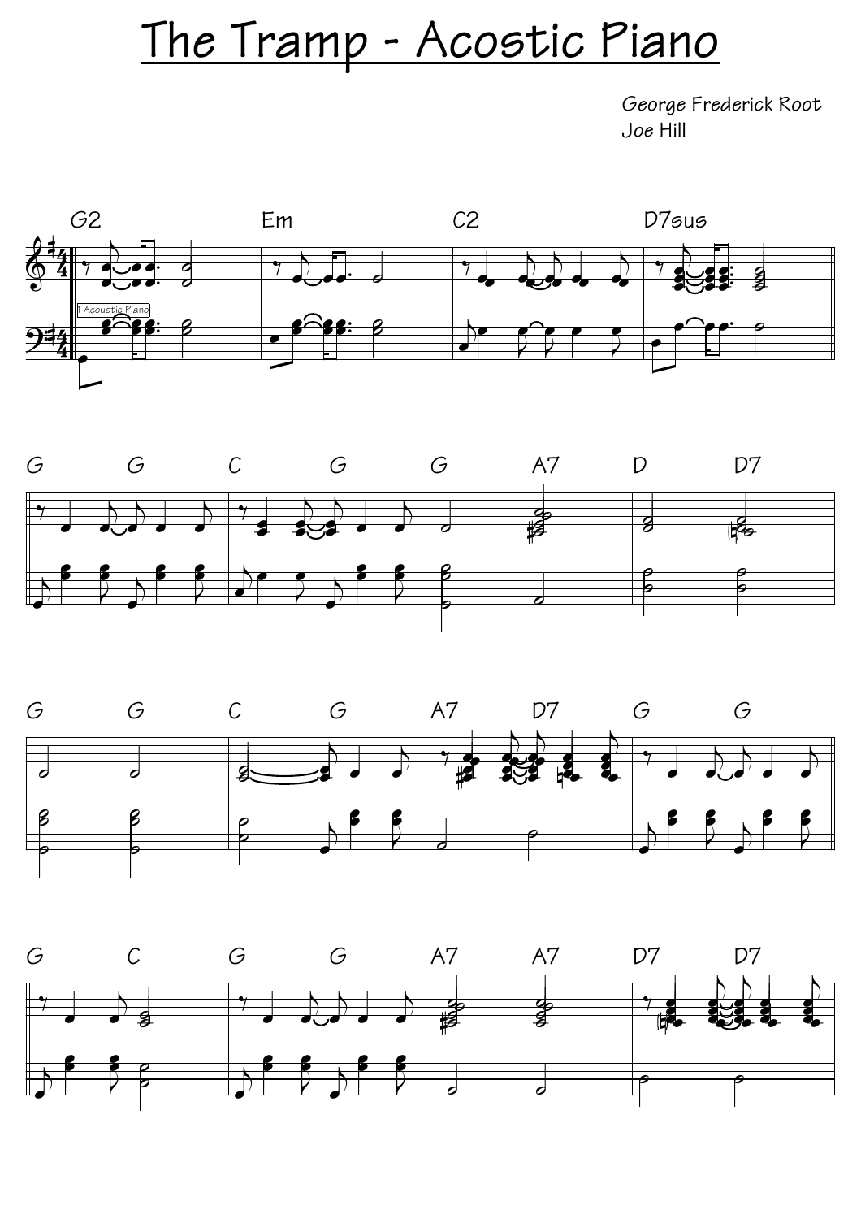# The Tramp - Acostic Piano

George Frederick Root
Joe Hill

G2 | Em | C2 | D7sus

G G | C G | G A7 | D D7

G G | C G | A7 D7 | G G

G C | G G | A7 A7 | D7 D7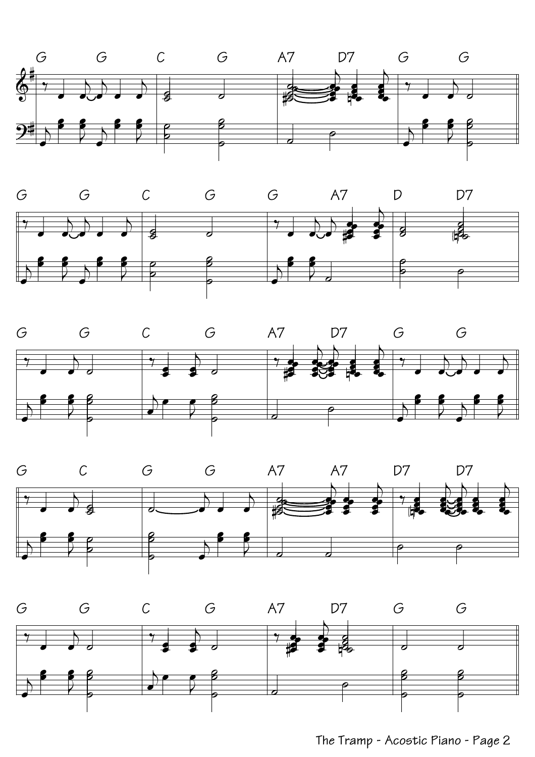G G C G A7 D7 G G

G G C G G A7 D D7

G G C G A7 D7 G G

G C G G A7 A7 D7 D7

G G C G A7 D7 G G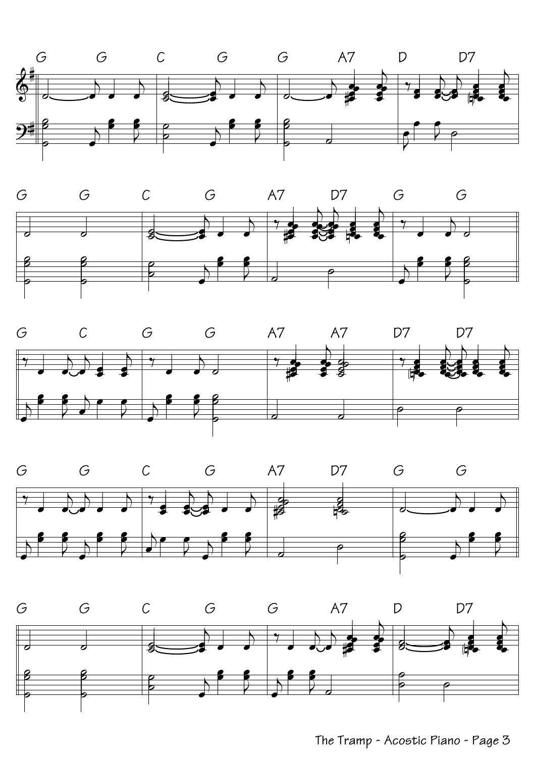G G C G G A7 D D7

G G C G A7 D7 G G

G C G G A7 A7 D7 D7

G G C G A7 D7 G G

G G C G G A7 D D7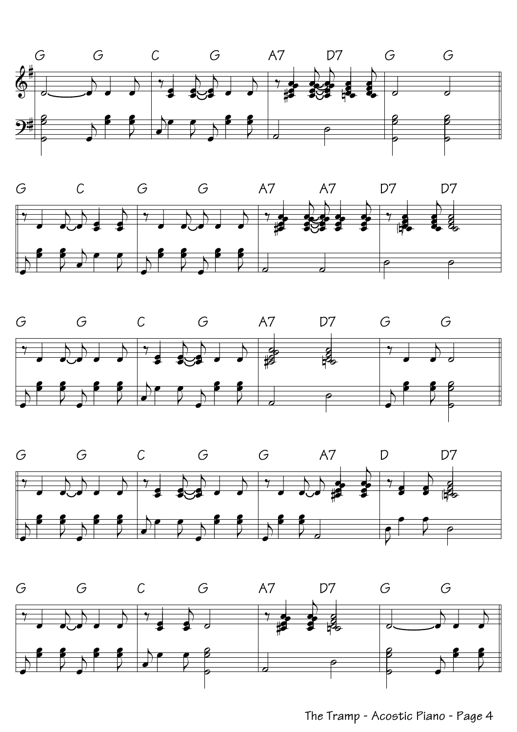G G C G A7 D7 G G

G C G G A7 A7 D7 D7

G G C G A7 D7 G G

G G C G G A7 D D7

G G C G A7 D7 G G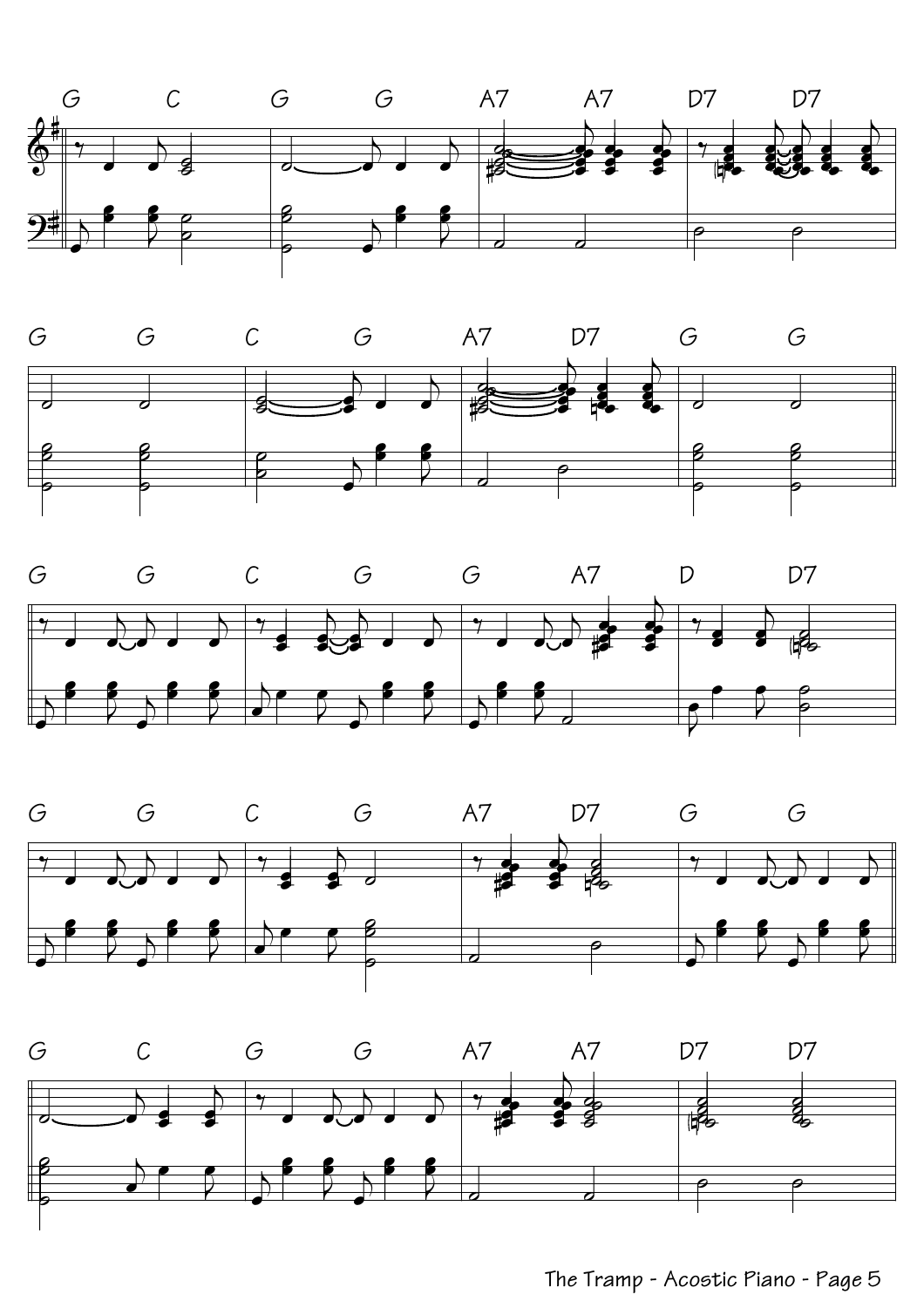G C G G A7 A7 D7 D7

G G C G A7 D7 G G

G G C G G A7 D D7

G G C G A7 D7 G G

G C G G A7 A7 D7 D7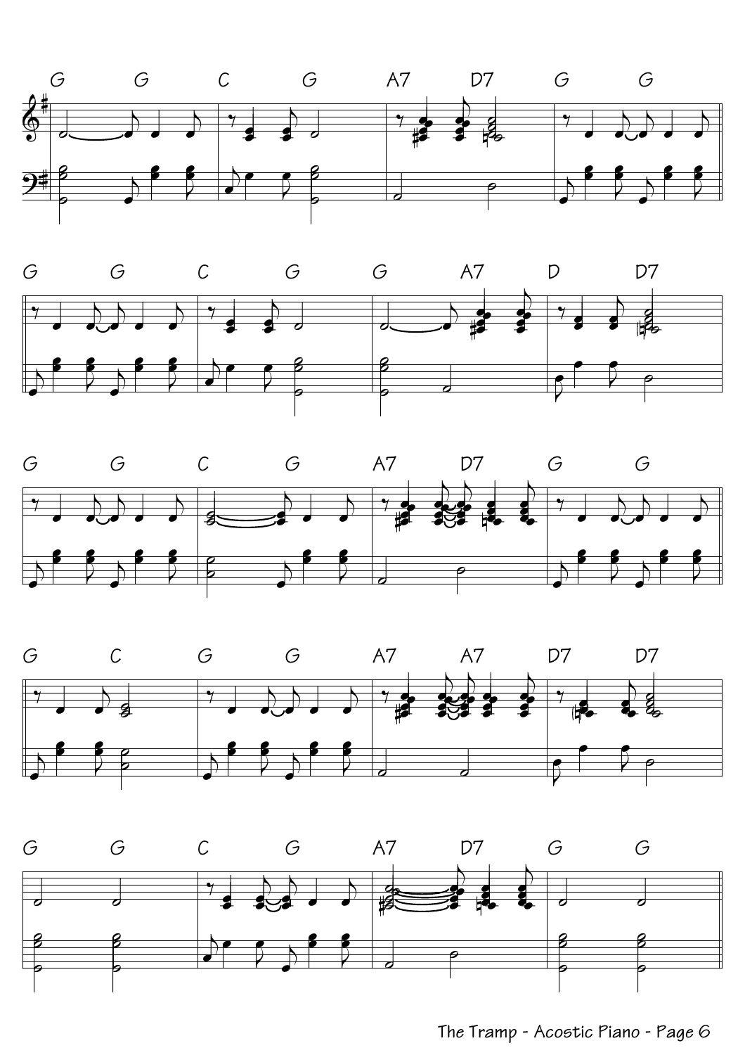G G C G A7 D7 G G

G G C G G A7 D D7

G G C G A7 D7 G G

G C G G A7 A7 D7 D7

G G C G A7 D7 G G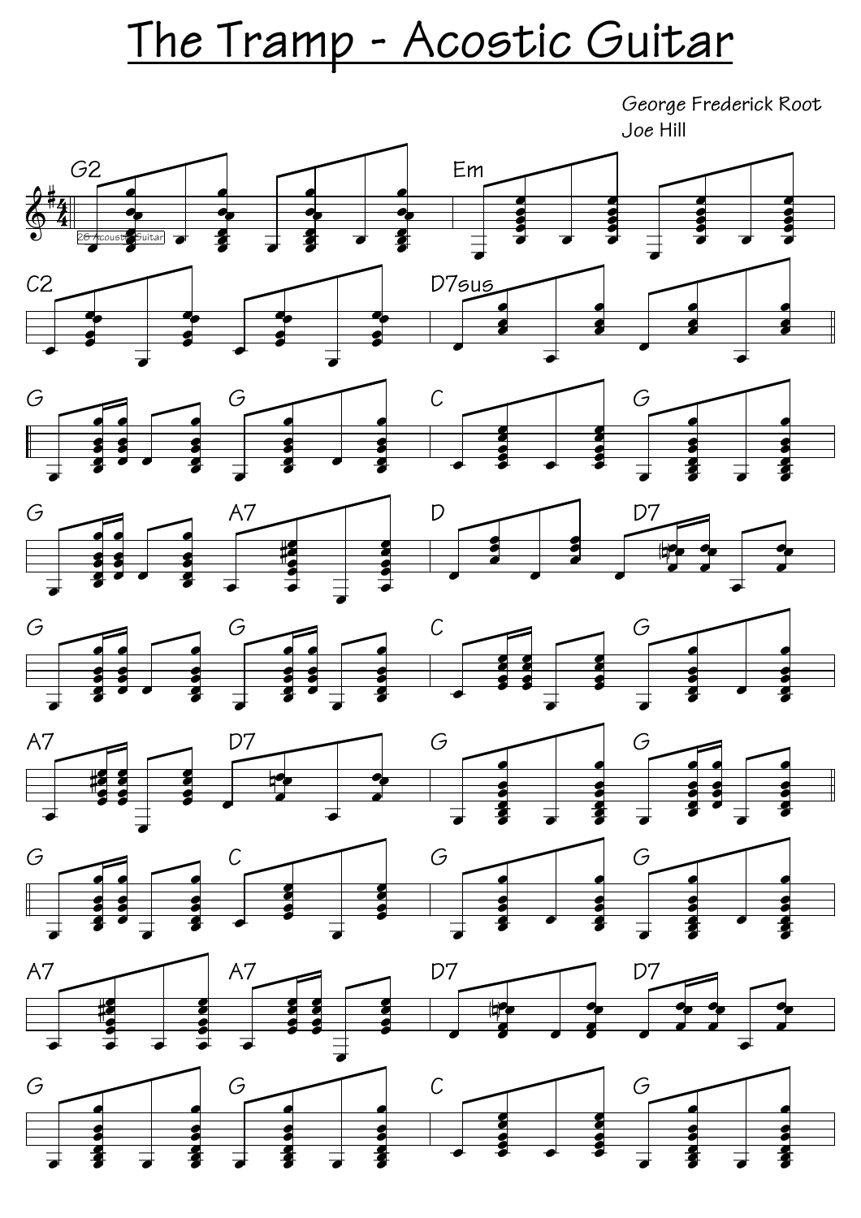# The Tramp - Acostic Guitar

George Frederick Root
Joe Hill

G2 | Em | C2 | D7sus

G | G | C | G

G | A7 | D | D7

G | G | C | G

A7 | D7 | G | G

G | C | G | G

A7 | A7 | D7 | D7

G | G | C | G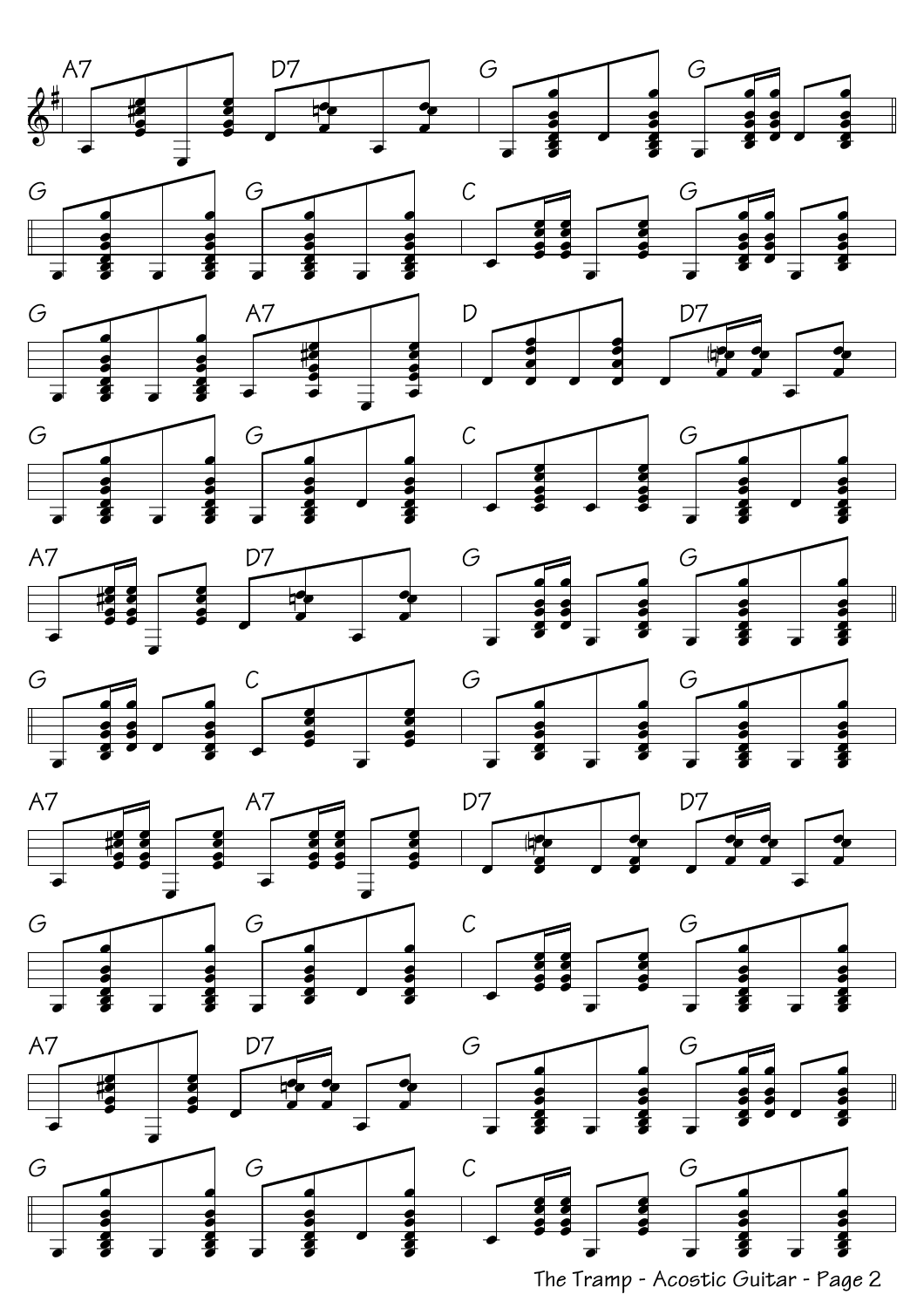A7 | D7 | G | G

G | G | C | G

G | A7 | D D7

G | G | C | G

A7 | D7 | G | G

G | C | G | G

A7 | A7 | D7 | D7

G | G | C | G

A7 | D7 | G | G

G | G | C | G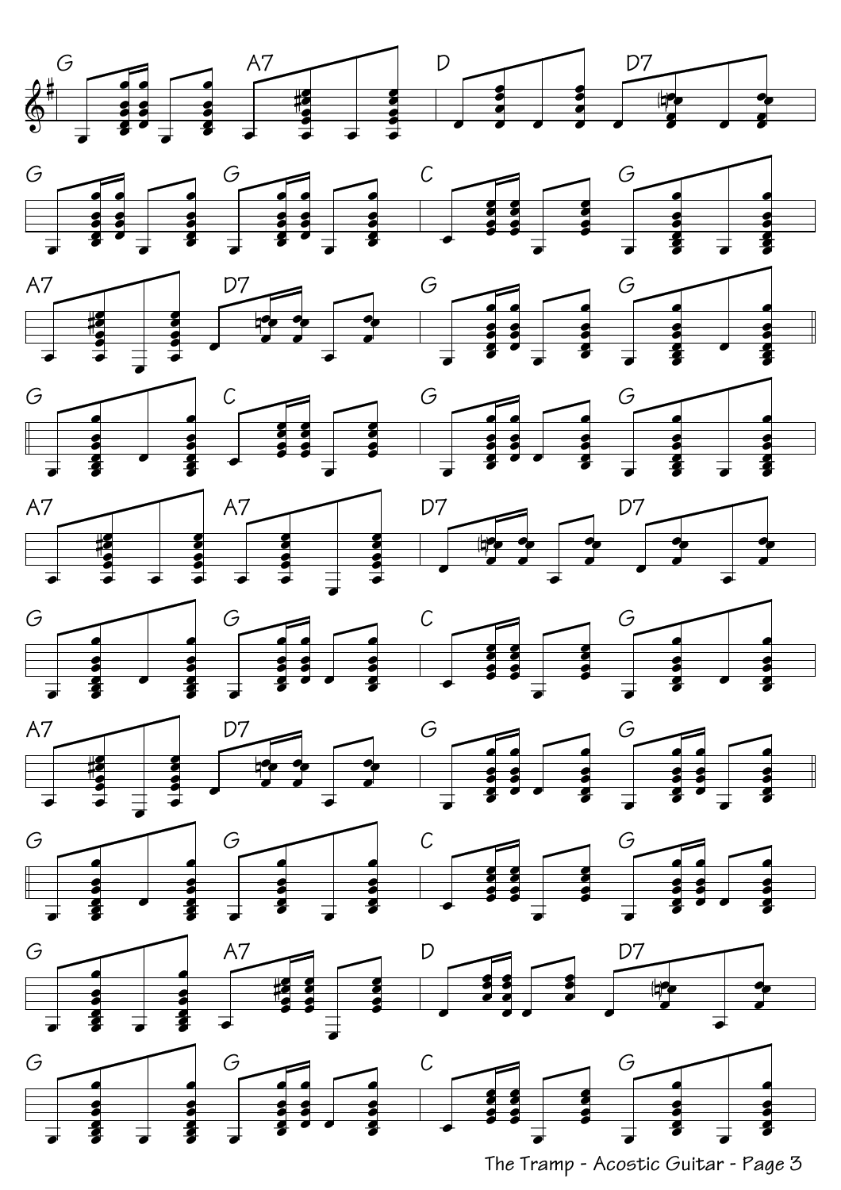G | A7 | D | D7

G | G | C | G

A7 | D7 | G | G

G | C | G | G

A7 | A7 | D7 | D7

G | G | C | G

A7 | D7 | G | G

G | G | C | G

G | A7 | D | D7

G | G | C | G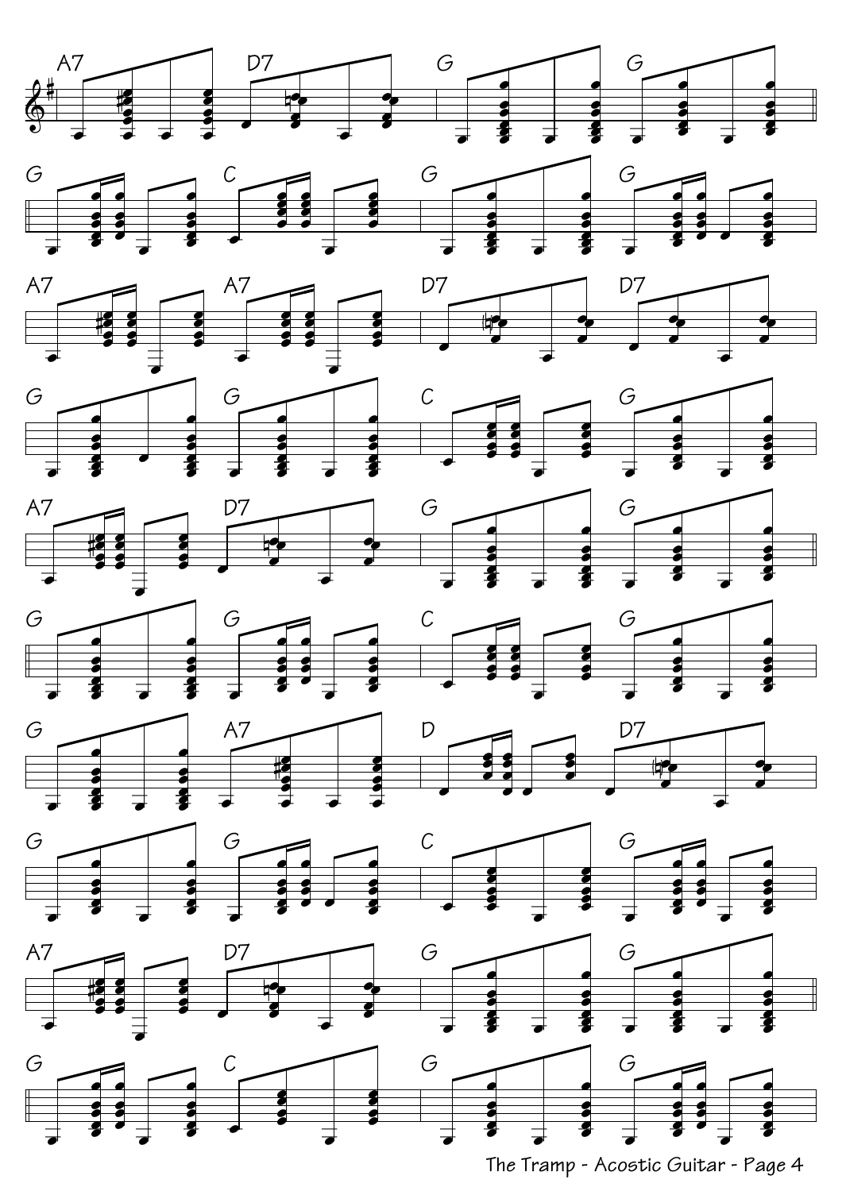A7 | D7 | G | G

G | C | G | G

A7 | A7 | D7 | D7

G | G | C | G

A7 | D7 | G | G

G | G | C | G

G | A7 | D D7

G | G | C | G

A7 | D7 | G | G

G | C | G | G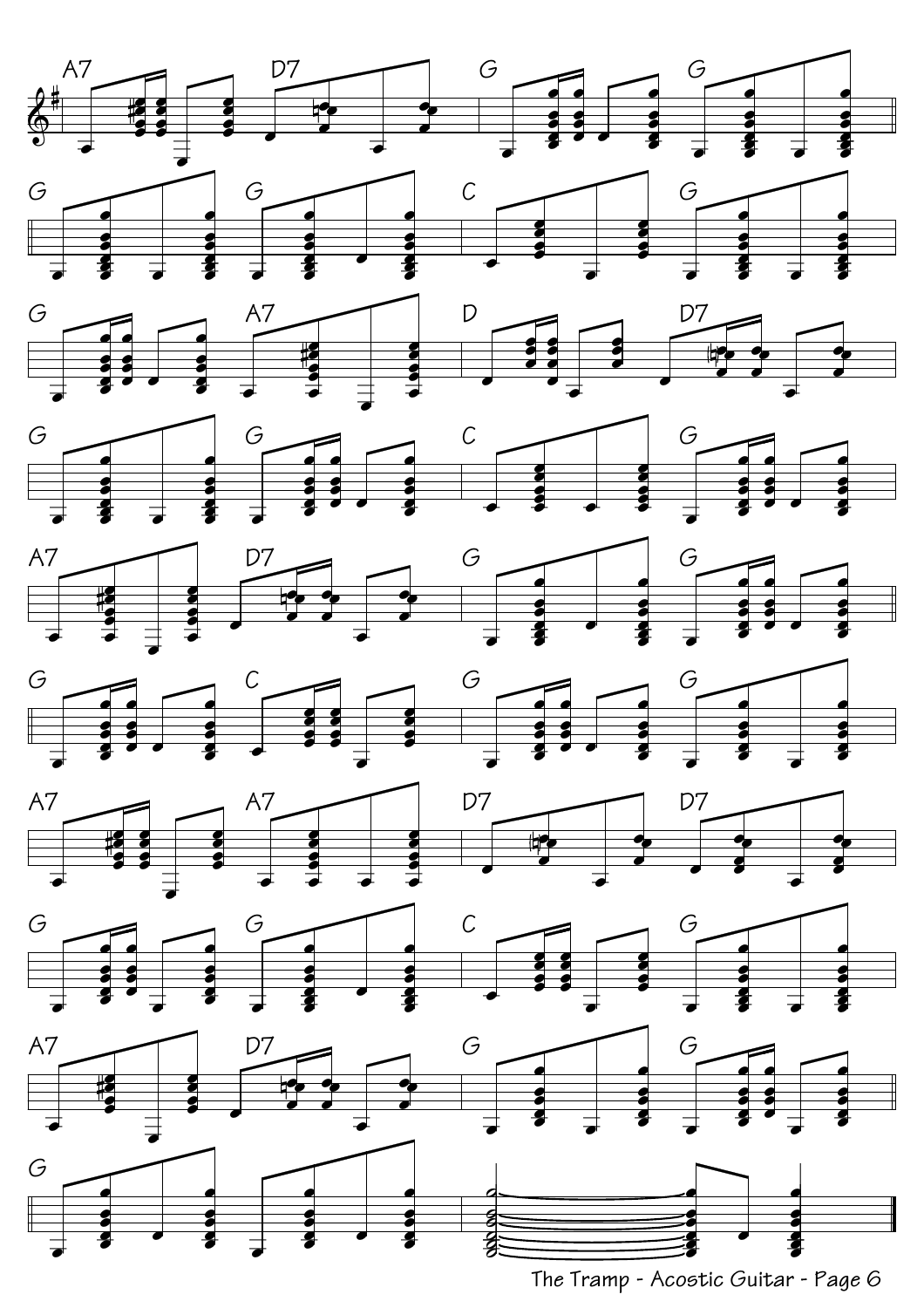A7 D7 G G

G G C G

G A7 D D7

G G C G

A7 D7 G G

G C G G

A7 A7 D7 D7

G G C G

A7 D7 G G

G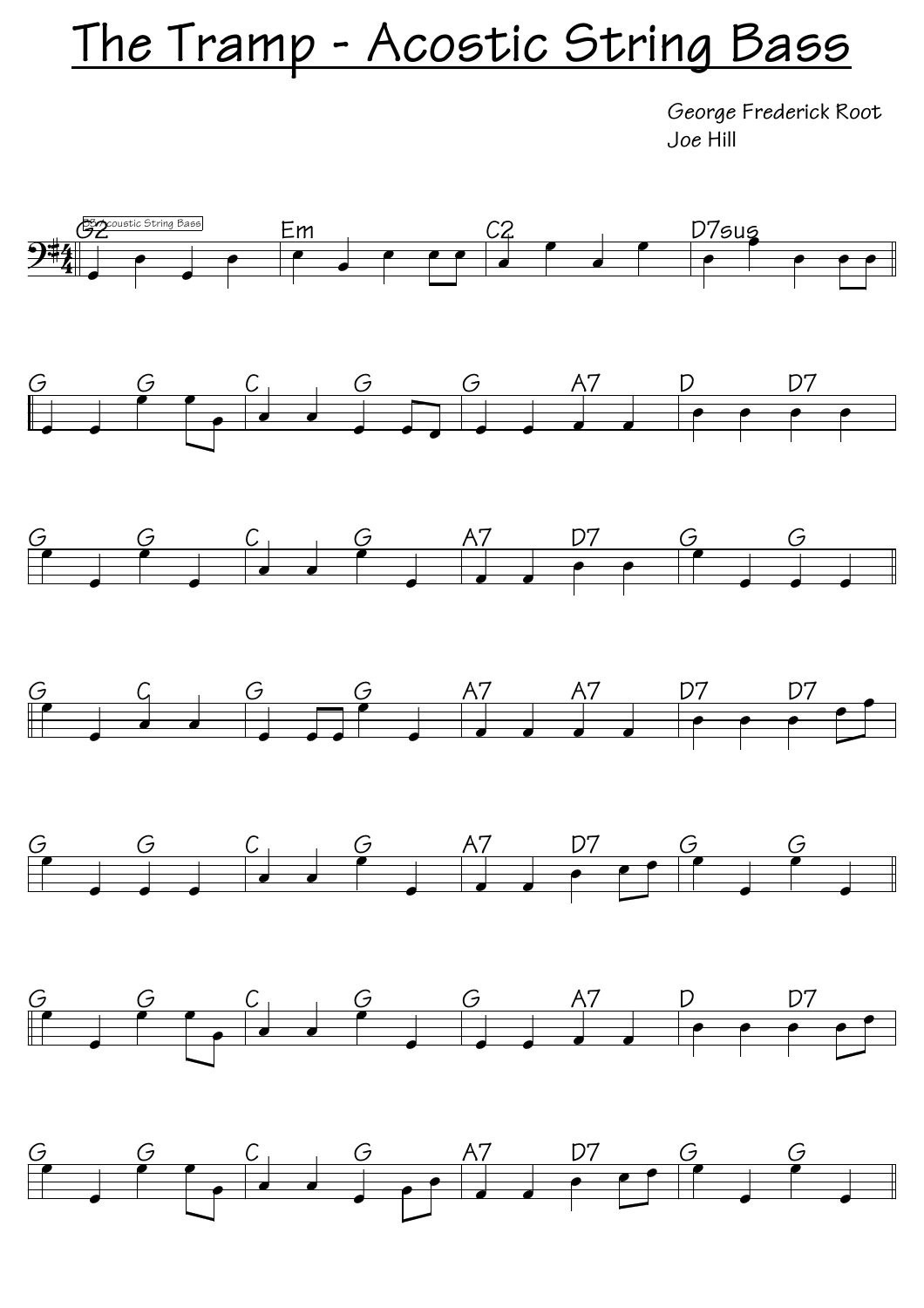# The Tramp - Acostic String Bass

George Frederick Root
Joe Hill